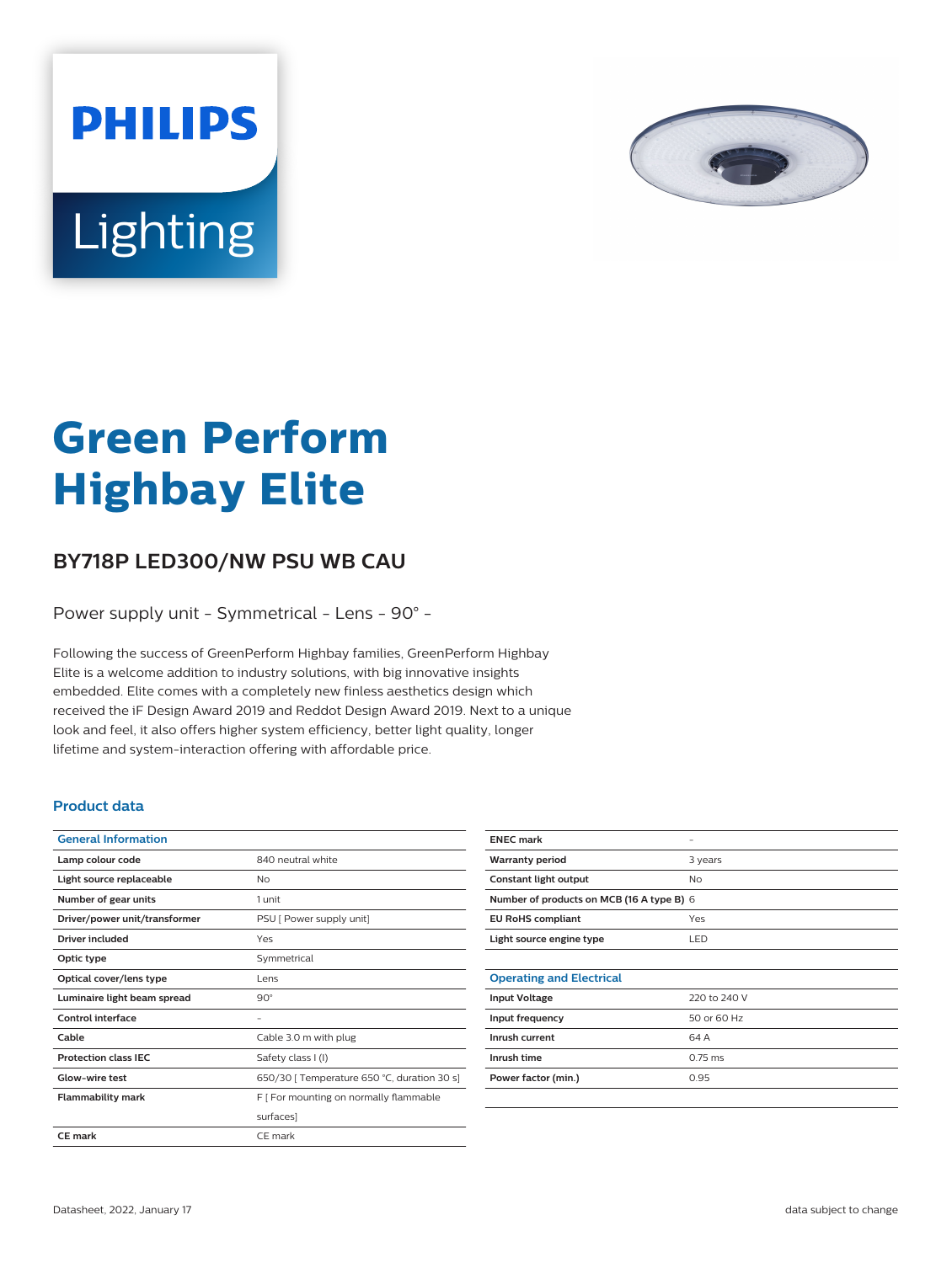PHILIPS

Lighting

# Green Perform Highbay Elite

## BY718P LED300/NW PSU WB CAU

Power supply unit - Symmetrical - Lens - 90° -

Following the success of GreenPerform Highbay families, GreenPerform Highbay Elite is a welcome addition to industry solutions, with big innovative insights embedded. Elite comes with a completely new finless aesthetics design which received the iF Design Award 2019 and Reddot Design Award 2019. Next to a unique look and feel, it also offers higher system efficiency, better light quality, longer lifetime and system-interaction offering with affordable price.

### Product data

| General Information | |
|---|---|
| **Lamp colour code** | 840 neutral white |
| **Light source replaceable** | No |
| **Number of gear units** | 1 unit |
| **Driver/power unit/transformer** | PSU [ Power supply unit] |
| **Driver included** | Yes |
| **Optic type** | Symmetrical |
| **Optical cover/lens type** | Lens |
| **Luminaire light beam spread** | 90° |
| **Control interface** | - |
| **Cable** | Cable 3.0 m with plug |
| **Protection class IEC** | Safety class I (I) |
| **Glow-wire test** | 650/30 [ Temperature 650 °C, duration 30 s] |
| **Flammability mark** | F [ For mounting on normally flammable surfaces] |
| **CE mark** | CE mark |
| **ENEC mark** | - |
| **Warranty period** | 3 years |
| **Constant light output** | No |
| **Number of products on MCB (16 A type B)** | 6 |
| **EU RoHS compliant** | Yes |
| **Light source engine type** | LED |

| Operating and Electrical | |
|---|---|
| **Input Voltage** | 220 to 240 V |
| **Input frequency** | 50 or 60 Hz |
| **Inrush current** | 64 A |
| **Inrush time** | 0.75 ms |
| **Power factor (min.)** | 0.95 |

Datasheet, 2022, January 17

data subject to change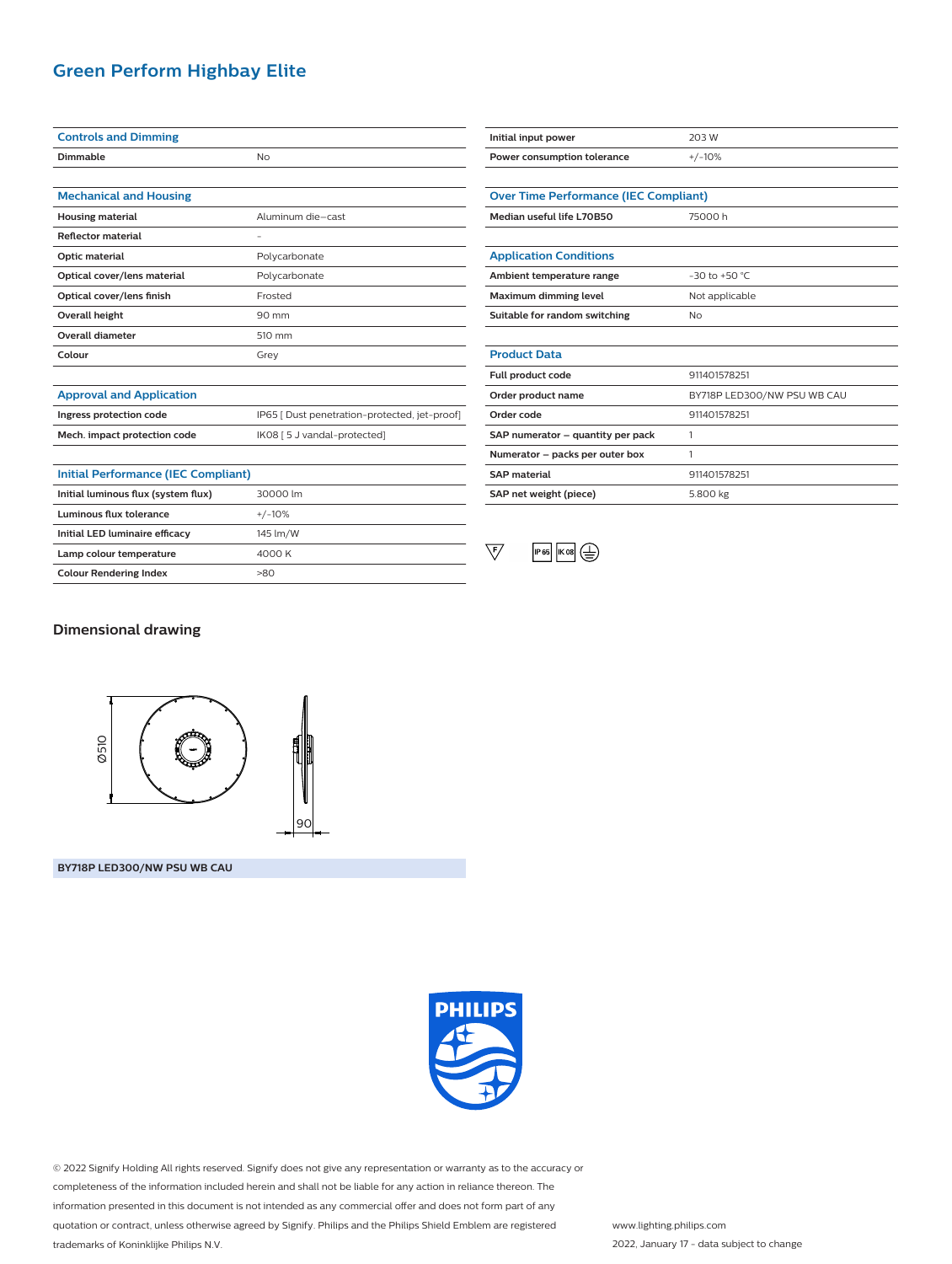# Green Perform Highbay Elite

## Controls and Dimming

| | |
|---|---|
| Dimmable | No |

## Mechanical and Housing

| | |
|---|---|
| Housing material | Aluminum die-cast |
| Reflector material | - |
| Optic material | Polycarbonate |
| Optical cover/lens material | Polycarbonate |
| Optical cover/lens finish | Frosted |
| Overall height | 90 mm |
| Overall diameter | 510 mm |
| Colour | Grey |

## Approval and Application

| | |
|---|---|
| Ingress protection code | IP65 [ Dust penetration-protected, jet-proof] |
| Mech. impact protection code | IK08 [ 5 J vandal-protected] |

## Initial Performance (IEC Compliant)

| | |
|---|---|
| Initial luminous flux (system flux) | 30000 lm |
| Luminous flux tolerance | +/-10% |
| Initial LED luminaire efficacy | 145 lm/W |
| Lamp colour temperature | 4000 K |
| Colour Rendering Index | >80 |

| | |
|---|---|
| Initial input power | 203 W |
| Power consumption tolerance | +/-10% |

## Over Time Performance (IEC Compliant)

| | |
|---|---|
| Median useful life L70B50 | 75000 h |

## Application Conditions

| | |
|---|---|
| Ambient temperature range | -30 to +50 °C |
| Maximum dimming level | Not applicable |
| Suitable for random switching | No |

## Product Data

| | |
|---|---|
| Full product code | 911401578251 |
| Order product name | BY718P LED300/NW PSU WB CAU |
| Order code | 911401578251 |
| SAP numerator – quantity per pack | 1 |
| Numerator – packs per outer box | 1 |
| SAP material | 911401578251 |
| SAP net weight (piece) | 5.800 kg |

F IP65 IK08

## Dimensional drawing

Ø510

90

**BY718P LED300/NW PSU WB CAU**

© 2022 Signify Holding All rights reserved. Signify does not give any representation or warranty as to the accuracy or completeness of the information included herein and shall not be liable for any action in reliance thereon. The information presented in this document is not intended as any commercial offer and does not form part of any quotation or contract, unless otherwise agreed by Signify. Philips and the Philips Shield Emblem are registered trademarks of Koninklijke Philips N.V.

www.lighting.philips.com

2022, January 17 - data subject to change